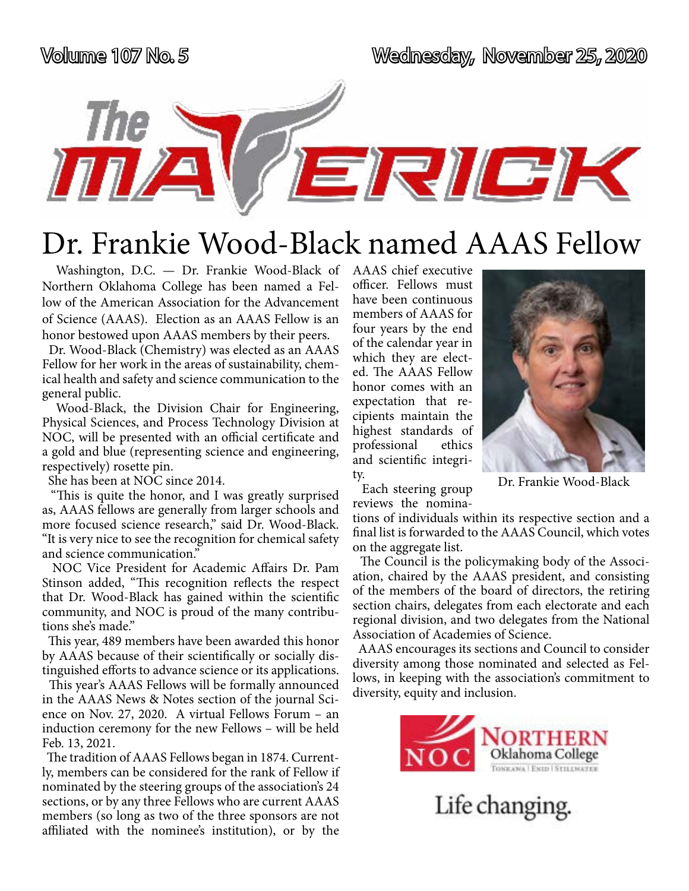# Dr. Frankie Wood-Black named AAAS Fellow

Washington, D.C. — Dr. Frankie Wood-Black of Northern Oklahoma College has been named a Fellow of the American Association for the Advancement of Science (AAAS). Election as an AAAS Fellow is an honor bestowed upon AAAS members by their peers.

Dr. Wood-Black (Chemistry) was elected as an AAAS Fellow for her work in the areas of sustainability, chemical health and safety and science communication to the general public.

Wood-Black, the Division Chair for Engineering, Physical Sciences, and Process Technology Division at NOC, will be presented with an official certificate and a gold and blue (representing science and engineering, respectively) rosette pin.

She has been at NOC since 2014.

"This is quite the honor, and I was greatly surprised as, AAAS fellows are generally from larger schools and more focused science research," said Dr. Wood-Black. "It is very nice to see the recognition for chemical safety and science communication."

NOC Vice President for Academic Affairs Dr. Pam Stinson added, "This recognition reflects the respect that Dr. Wood-Black has gained within the scientific community, and NOC is proud of the many contributions she's made."

This year, 489 members have been awarded this honor by AAAS because of their scientifically or socially distinguished efforts to advance science or its applications.

This year's AAAS Fellows will be formally announced in the AAAS News & Notes section of the journal Science on Nov. 27, 2020. A virtual Fellows Forum – an induction ceremony for the new Fellows – will be held Feb. 13, 2021.

The tradition of AAAS Fellows began in 1874. Currently, members can be considered for the rank of Fellow if nominated by the steering groups of the association's 24 sections, or by any three Fellows who are current AAAS members (so long as two of the three sponsors are not affiliated with the nominee's institution), or by the AAAS chief executive officer. Fellows must have been continuous members of AAAS for four years by the end of the calendar year in which they are elected. The AAAS Fellow honor comes with an expectation that recipients maintain the highest standards of professional ethics and scientific integrity.

Dr. Frankie Wood-Black

Each steering group reviews the nominations of individuals within its respective section and a final list is forwarded to the AAAS Council, which votes on the aggregate list.

The Council is the policymaking body of the Association, chaired by the AAAS president, and consisting of the members of the board of directors, the retiring section chairs, delegates from each electorate and each regional division, and two delegates from the National Association of Academies of Science.

AAAS encourages its sections and Council to consider diversity among those nominated and selected as Fellows, in keeping with the association's commitment to diversity, equity and inclusion.

NOC Northern Oklahoma College
Tonkawa | Enid | Stillwater

Life changing.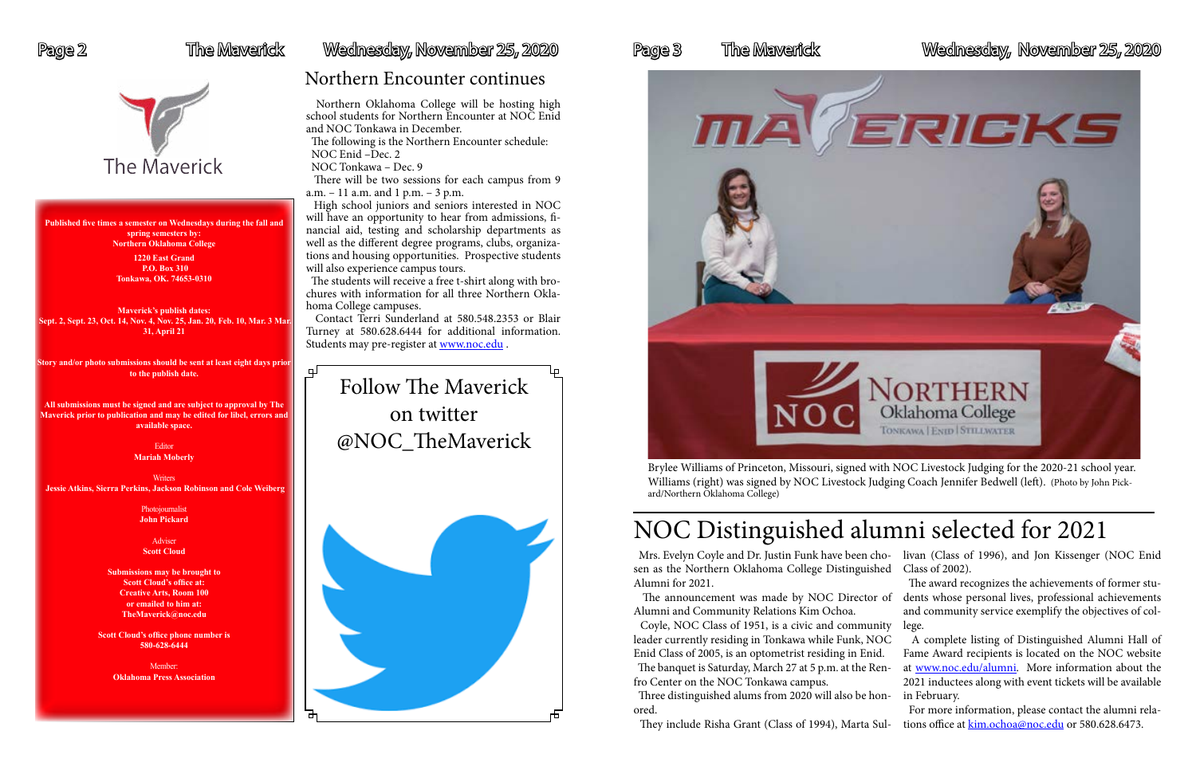# The Maverick

Published five times a semester on Wednesdays during the fall and spring semesters by:
**Northern Oklahoma College**

1220 East Grand
P.O. Box 310
Tonkawa, OK. 74653-0310

Maverick's publish dates:
Sept. 2, Sept. 23, Oct. 14, Nov. 4, Nov. 25, Jan. 20, Feb. 10, Mar. 3 Mar. 31, April 21

Story and/or photo submissions should be sent at least eight days prior to the publish date.

All submissions must be signed and are subject to approval by The Maverick prior to publication and may be edited for libel, errors and available space.

Editor
**Mariah Moberly**

Writers
**Jessie Atkins, Sierra Perkins, Jackson Robinson and Cole Weiberg**

Photojournalist
**John Pickard**

Adviser
**Scott Cloud**

Submissions may be brought to Scott Cloud's office at: Creative Arts, Room 100 or emailed to him at: TheMaverick@noc.edu

Scott Cloud's office phone number is 580-628-6444

Member:
**Oklahoma Press Association**

## Northern Encounter continues

Northern Oklahoma College will be hosting high school students for Northern Encounter at NOC Enid and NOC Tonkawa in December.

The following is the Northern Encounter schedule:

NOC Enid –Dec. 2

NOC Tonkawa – Dec. 9

There will be two sessions for each campus from 9 a.m. – 11 a.m. and 1 p.m. – 3 p.m.

High school juniors and seniors interested in NOC will have an opportunity to hear from admissions, financial aid, testing and scholarship departments as well as the different degree programs, clubs, organizations and housing opportunities. Prospective students will also experience campus tours.

The students will receive a free t-shirt along with brochures with information for all three Northern Oklahoma College campuses.

Contact Terri Sunderland at 580.548.2353 or Blair Turney at 580.628.6444 for additional information. Students may pre-register at www.noc.edu .

Follow The Maverick on twitter @NOC_TheMaverick

Brylee Williams of Princeton, Missouri, signed with NOC Livestock Judging for the 2020-21 school year. Williams (right) was signed by NOC Livestock Judging Coach Jennifer Bedwell (left). (Photo by John Pickard/Northern Oklahoma College)

# NOC Distinguished alumni selected for 2021

Mrs. Evelyn Coyle and Dr. Justin Funk have been chosen as the Northern Oklahoma College Distinguished Alumni for 2021.

The announcement was made by NOC Director of Alumni and Community Relations Kim Ochoa.

Coyle, NOC Class of 1951, is a civic and community leader currently residing in Tonkawa while Funk, NOC Enid Class of 2005, is an optometrist residing in Enid.

The banquet is Saturday, March 27 at 5 p.m. at the Renfro Center on the NOC Tonkawa campus.

Three distinguished alums from 2020 will also be honored.

They include Risha Grant (Class of 1994), Marta Sullivan (Class of 1996), and Jon Kissenger (NOC Enid Class of 2002).

The award recognizes the achievements of former students whose personal lives, professional achievements and community service exemplify the objectives of college.

A complete listing of Distinguished Alumni Hall of Fame Award recipients is located on the NOC website at www.noc.edu/alumni. More information about the 2021 inductees along with event tickets will be available in February.

For more information, please contact the alumni relations office at kim.ochoa@noc.edu or 580.628.6473.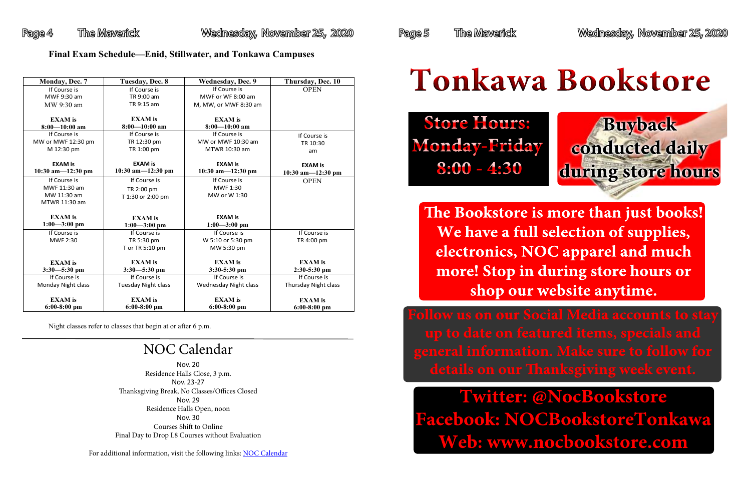**Final Exam Schedule—Enid, Stillwater, and Tonkawa Campuses**

| Monday, Dec. 7 | Tuesday, Dec. 8 | Wednesday, Dec. 9 | Thursday, Dec. 10 |
|---|---|---|---|
| If Course is MWF 9:30 am MW 9:30 am **EXAM is 8:00—10:00 am** | If Course is TR 9:00 am TR 9:15 am **EXAM is 8:00—10:00 am** | If Course is MWF or WF 8:00 am M, MW, or MWF 8:30 am **EXAM is 8:00—10:00 am** | OPEN |
| If Course is MW or MWF 12:30 pm M 12:30 pm **EXAM is 10:30 am—12:30 pm** | If Course is TR 12:30 pm TR 1:00 pm **EXAM is 10:30 am—12:30 pm** | If Course is MW or MWF 10:30 am MTWR 10:30 am **EXAM is 10:30 am—12:30 pm** | If Course is TR 10:30 am **EXAM is 10:30 am—12:30 pm** |
| If Course is MWF 11:30 am MW 11:30 am MTWR 11:30 am **EXAM is 1:00—3:00 pm** | If Course is TR 2:00 pm T 1:30 or 2:00 pm **EXAM is 1:00—3:00 pm** | If Course is MWF 1:30 MW or W 1:30 **EXAM is 1:00—3:00 pm** | OPEN |
| If Course is MWF 2:30 **EXAM is 3:30—5:30 pm** | If Course is TR 5:30 pm T or TR 5:10 pm **EXAM is 3:30—5:30 pm** | If Course is W 5:10 or 5:30 pm MW 5:30 pm **EXAM is 3:30-5:30 pm** | If Course is TR 4:00 pm **EXAM is 2:30-5:30 pm** |
| If Course is Monday Night class **EXAM is 6:00-8:00 pm** | If Course is Tuesday Night class **EXAM is 6:00-8:00 pm** | If Course is Wednesday Night class **EXAM is 6:00-8:00 pm** | If Course is Thursday Night class **EXAM is 6:00-8:00 pm** |

Night classes refer to classes that begin at or after 6 p.m.

## NOC Calendar

Nov. 20
Residence Halls Close, 3 p.m.
Nov. 23-27
Thanksgiving Break, No Classes/Offices Closed
Nov. 29
Residence Halls Open, noon
Nov. 30
Courses Shift to Online
Final Day to Drop L8 Courses without Evaluation

For additional information, visit the following links: [NOC Calendar]

# Tonkawa Bookstore

**Store Hours: Monday-Friday 8:00 - 4:30**

**Buyback conducted daily during store hours**

**The Bookstore is more than just books! We have a full selection of supplies, electronics, NOC apparel and much more! Stop in during store hours or shop our website anytime.**

**Follow us on our Social Media accounts to stay up to date on featured items, specials and general information. Make sure to follow for details on our Thanksgiving week event.**

**Twitter: @NocBookstore**
**Facebook: NOCBookstoreTonkawa**
**Web: www.nocbookstore.com**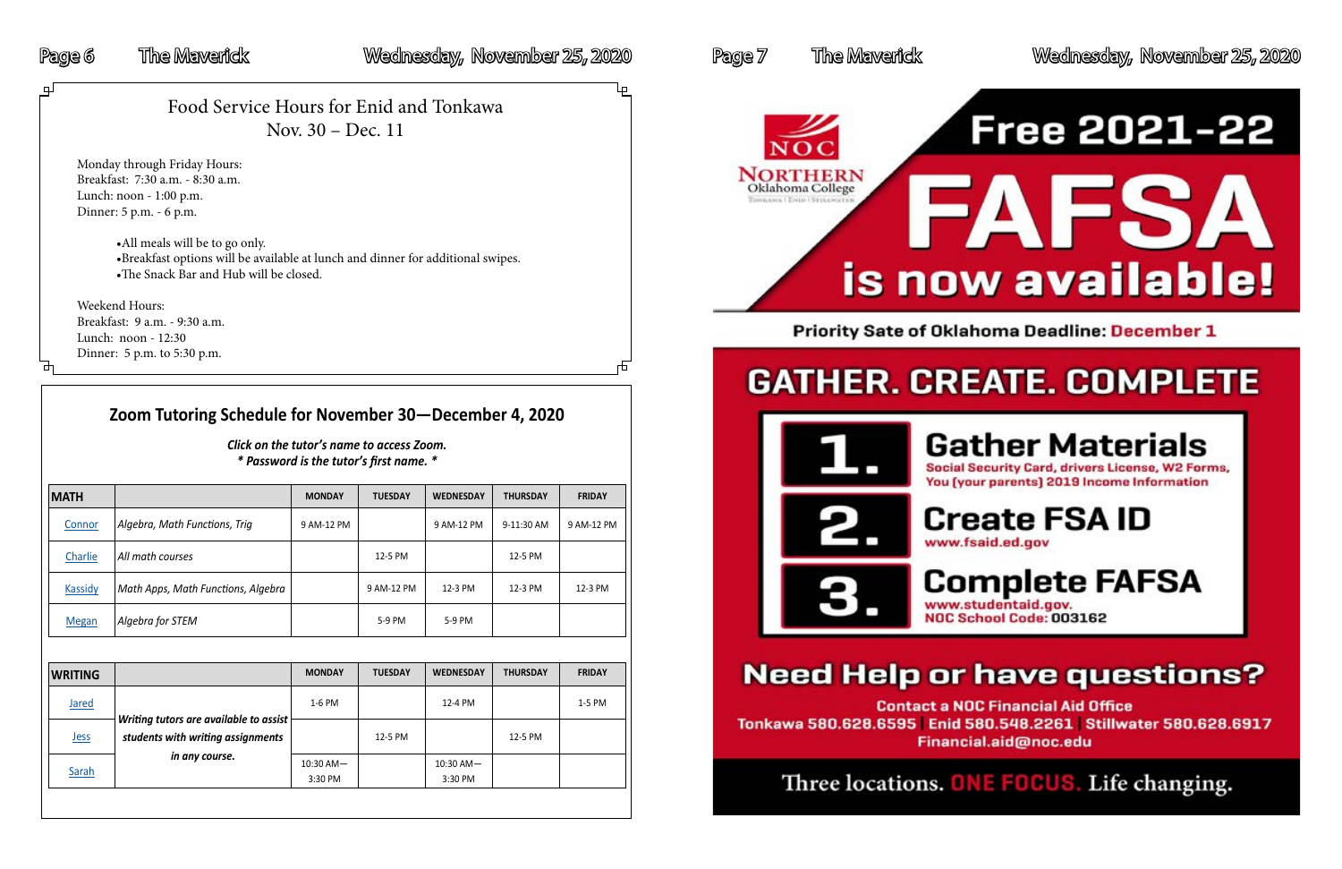## Food Service Hours for Enid and Tonkawa
Nov. 30 – Dec. 11

Monday through Friday Hours:
Breakfast: 7:30 a.m. - 8:30 a.m.
Lunch: noon - 1:00 p.m.
Dinner: 5 p.m. - 6 p.m.

- All meals will be to go only.
- Breakfast options will be available at lunch and dinner for additional swipes.
- The Snack Bar and Hub will be closed.

Weekend Hours:
Breakfast: 9 a.m. - 9:30 a.m.
Lunch: noon - 12:30
Dinner: 5 p.m. to 5:30 p.m.

## Zoom Tutoring Schedule for November 30—December 4, 2020

***Click on the tutor's name to access Zoom.***
***\* Password is the tutor's first name. \****

| MATH | | MONDAY | TUESDAY | WEDNESDAY | THURSDAY | FRIDAY |
|---|---|---|---|---|---|---|
| Connor | *Algebra, Math Functions, Trig* | 9 AM-12 PM | | 9 AM-12 PM | 9-11:30 AM | 9 AM-12 PM |
| Charlie | *All math courses* | | 12-5 PM | | 12-5 PM | |
| Kassidy | *Math Apps, Math Functions, Algebra* | | 9 AM-12 PM | 12-3 PM | 12-3 PM | 12-3 PM |
| Megan | *Algebra for STEM* | | 5-9 PM | 5-9 PM | | |

| WRITING | | MONDAY | TUESDAY | WEDNESDAY | THURSDAY | FRIDAY |
|---|---|---|---|---|---|---|
| Jared | ***Writing tutors are available to assist students with writing assignments in any course.*** | 1-6 PM | | 12-4 PM | | 1-5 PM |
| Jess | | | 12-5 PM | | 12-5 PM | |
| Sarah | | 10:30 AM—3:30 PM | | 10:30 AM—3:30 PM | | |

NOC
NORTHERN
Oklahoma College
Tonkawa | Enid | Stillwater

# Free 2021-22 FAFSA is now available!

**Priority Sate of Oklahoma Deadline: December 1**

## GATHER. CREATE. COMPLETE

**1. Gather Materials**
Social Security Card, drivers License, W2 Forms, You (your parents) 2019 Income Information

**2. Create FSA ID**
www.fsaid.ed.gov

**3. Complete FAFSA**
www.studentaid.gov.
NOC School Code: 003162

## Need Help or have questions?

**Contact a NOC Financial Aid Office**
**Tonkawa 580.628.6595 | Enid 580.548.2261 | Stillwater 580.628.6917**
**Financial.aid@noc.edu**

Three locations. ONE FOCUS. Life changing.